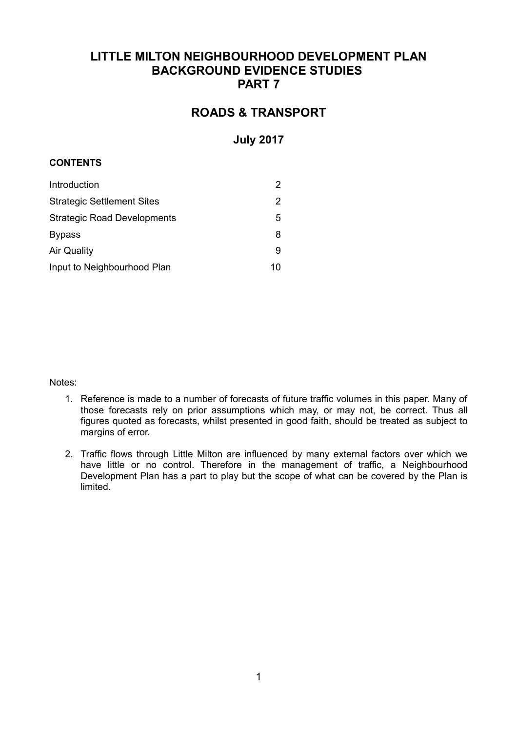# LITTLE MILTON NEIGHBOURHOOD DEVELOPMENT PLAN
# BACKGROUND EVIDENCE STUDIES
# PART 7

## ROADS & TRANSPORT

### July 2017

**CONTENTS**

| | |
|---|---|
| Introduction | 2 |
| Strategic Settlement Sites | 2 |
| Strategic Road Developments | 5 |
| Bypass | 8 |
| Air Quality | 9 |
| Input to Neighbourhood Plan | 10 |

Notes:

1. Reference is made to a number of forecasts of future traffic volumes in this paper. Many of those forecasts rely on prior assumptions which may, or may not, be correct. Thus all figures quoted as forecasts, whilst presented in good faith, should be treated as subject to margins of error.

2. Traffic flows through Little Milton are influenced by many external factors over which we have little or no control. Therefore in the management of traffic, a Neighbourhood Development Plan has a part to play but the scope of what can be covered by the Plan is limited.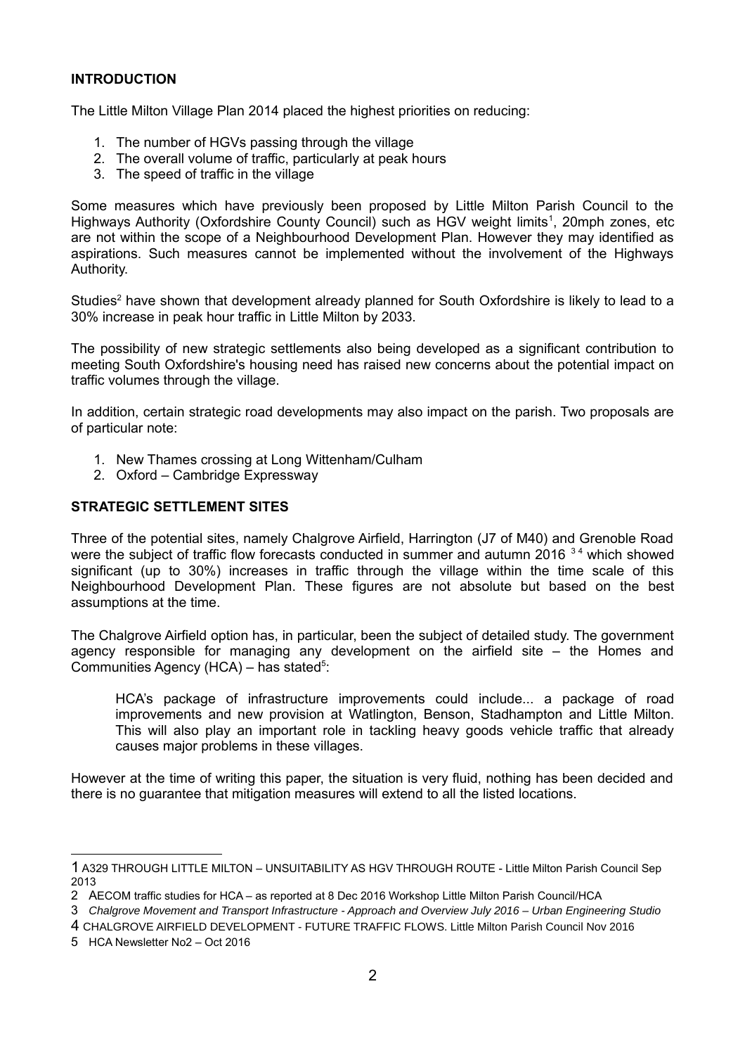**INTRODUCTION**

The Little Milton Village Plan 2014 placed the highest priorities on reducing:

1. The number of HGVs passing through the village
2. The overall volume of traffic, particularly at peak hours
3. The speed of traffic in the village

Some measures which have previously been proposed by Little Milton Parish Council to the Highways Authority (Oxfordshire County Council) such as HGV weight limits[1], 20mph zones, etc are not within the scope of a Neighbourhood Development Plan. However they may identified as aspirations. Such measures cannot be implemented without the involvement of the Highways Authority.

Studies[2] have shown that development already planned for South Oxfordshire is likely to lead to a 30% increase in peak hour traffic in Little Milton by 2033.

The possibility of new strategic settlements also being developed as a significant contribution to meeting South Oxfordshire's housing need has raised new concerns about the potential impact on traffic volumes through the village.

In addition, certain strategic road developments may also impact on the parish. Two proposals are of particular note:

1. New Thames crossing at Long Wittenham/Culham
2. Oxford – Cambridge Expressway

**STRATEGIC SETTLEMENT SITES**

Three of the potential sites, namely Chalgrove Airfield, Harrington (J7 of M40) and Grenoble Road were the subject of traffic flow forecasts conducted in summer and autumn 2016 [3,4] which showed significant (up to 30%) increases in traffic through the village within the time scale of this Neighbourhood Development Plan. These figures are not absolute but based on the best assumptions at the time.

The Chalgrove Airfield option has, in particular, been the subject of detailed study. The government agency responsible for managing any development on the airfield site – the Homes and Communities Agency (HCA) – has stated[5]:

> HCA's package of infrastructure improvements could include... a package of road improvements and new provision at Watlington, Benson, Stadhampton and Little Milton. This will also play an important role in tackling heavy goods vehicle traffic that already causes major problems in these villages.

However at the time of writing this paper, the situation is very fluid, nothing has been decided and there is no guarantee that mitigation measures will extend to all the listed locations.

---

1 A329 THROUGH LITTLE MILTON – UNSUITABILITY AS HGV THROUGH ROUTE - Little Milton Parish Council Sep 2013

2 AECOM traffic studies for HCA – as reported at 8 Dec 2016 Workshop Little Milton Parish Council/HCA

3 *Chalgrove Movement and Transport Infrastructure - Approach and Overview July 2016 – Urban Engineering Studio*

4 CHALGROVE AIRFIELD DEVELOPMENT - FUTURE TRAFFIC FLOWS. Little Milton Parish Council Nov 2016

5 HCA Newsletter No2 – Oct 2016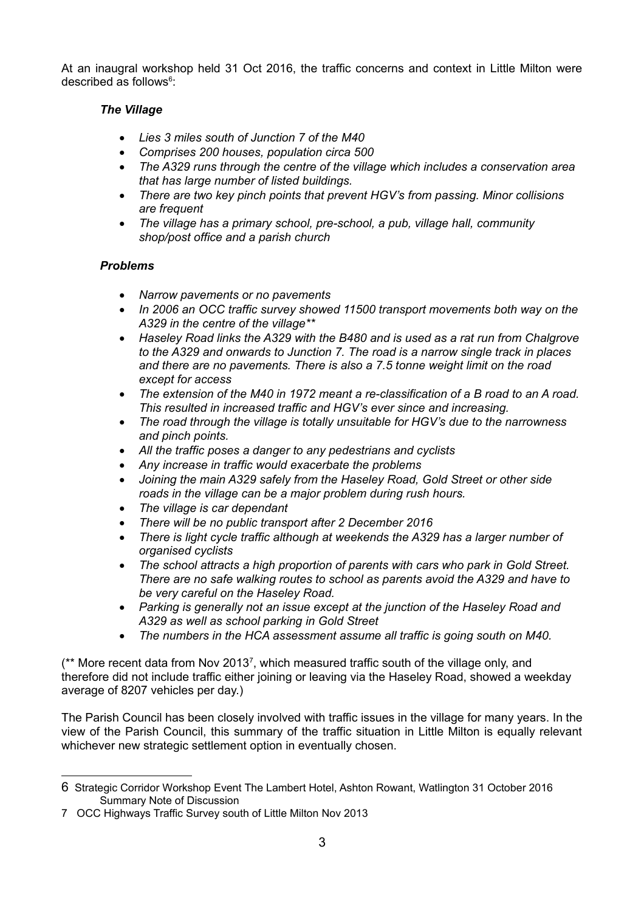At an inaugral workshop held 31 Oct 2016, the traffic concerns and context in Little Milton were described as follows[6]:

***The Village***

- *Lies 3 miles south of Junction 7 of the M40*
- *Comprises 200 houses, population circa 500*
- *The A329 runs through the centre of the village which includes a conservation area that has large number of listed buildings.*
- *There are two key pinch points that prevent HGV's from passing. Minor collisions are frequent*
- *The village has a primary school, pre-school, a pub, village hall, community shop/post office and a parish church*

***Problems***

- *Narrow pavements or no pavements*
- *In 2006 an OCC traffic survey showed 11500 transport movements both way on the A329 in the centre of the village\*\**
- *Haseley Road links the A329 with the B480 and is used as a rat run from Chalgrove to the A329 and onwards to Junction 7. The road is a narrow single track in places and there are no pavements. There is also a 7.5 tonne weight limit on the road except for access*
- *The extension of the M40 in 1972 meant a re-classification of a B road to an A road. This resulted in increased traffic and HGV's ever since and increasing.*
- *The road through the village is totally unsuitable for HGV's due to the narrowness and pinch points.*
- *All the traffic poses a danger to any pedestrians and cyclists*
- *Any increase in traffic would exacerbate the problems*
- *Joining the main A329 safely from the Haseley Road, Gold Street or other side roads in the village can be a major problem during rush hours.*
- *The village is car dependant*
- *There will be no public transport after 2 December 2016*
- *There is light cycle traffic although at weekends the A329 has a larger number of organised cyclists*
- *The school attracts a high proportion of parents with cars who park in Gold Street. There are no safe walking routes to school as parents avoid the A329 and have to be very careful on the Haseley Road.*
- *Parking is generally not an issue except at the junction of the Haseley Road and A329 as well as school parking in Gold Street*
- *The numbers in the HCA assessment assume all traffic is going south on M40.*

(** More recent data from Nov 2013[7], which measured traffic south of the village only, and therefore did not include traffic either joining or leaving via the Haseley Road, showed a weekday average of 8207 vehicles per day.)

The Parish Council has been closely involved with traffic issues in the village for many years. In the view of the Parish Council, this summary of the traffic situation in Little Milton is equally relevant whichever new strategic settlement option in eventually chosen.

---

6 Strategic Corridor Workshop Event The Lambert Hotel, Ashton Rowant, Watlington 31 October 2016 Summary Note of Discussion

7 OCC Highways Traffic Survey south of Little Milton Nov 2013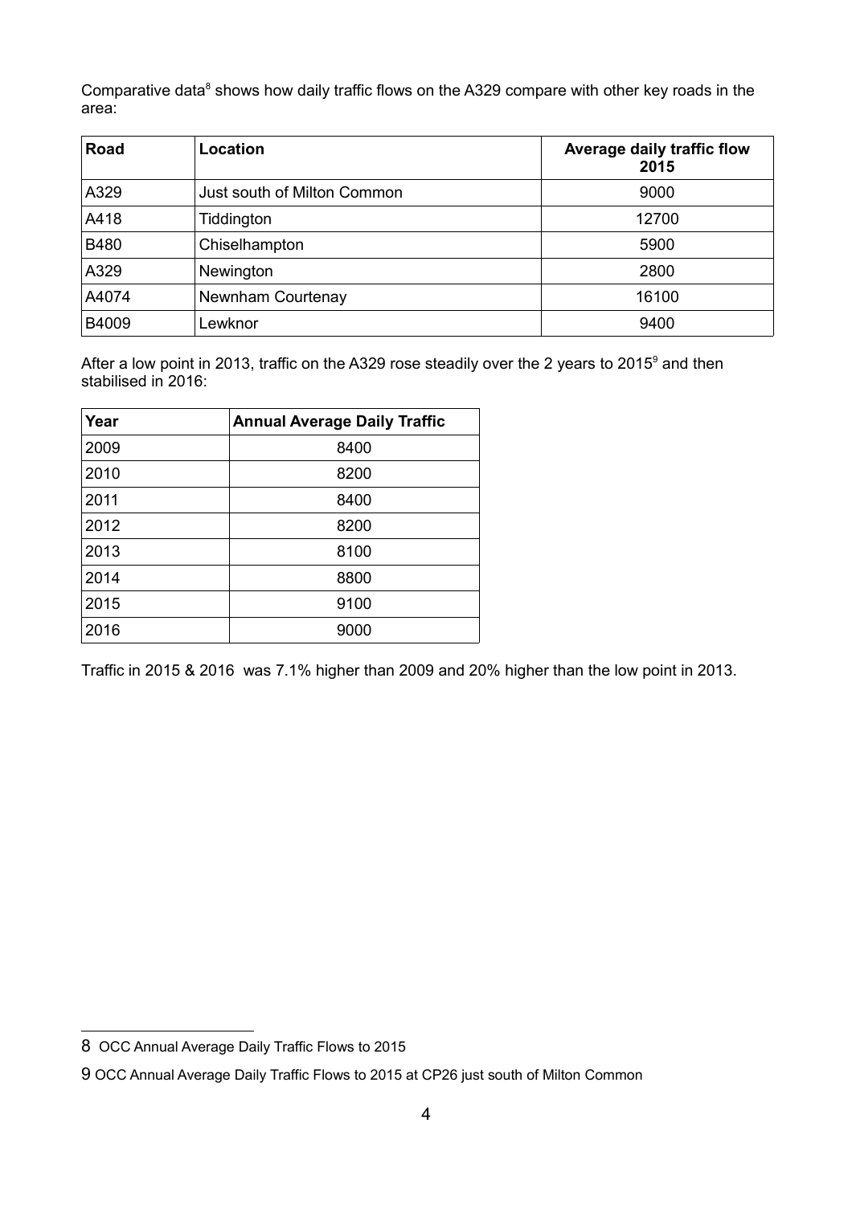Comparative data[8] shows how daily traffic flows on the A329 compare with other key roads in the area:

| Road | Location | Average daily traffic flow 2015 |
|---|---|---|
| A329 | Just south of Milton Common | 9000 |
| A418 | Tiddington | 12700 |
| B480 | Chiselhampton | 5900 |
| A329 | Newington | 2800 |
| A4074 | Newnham Courtenay | 16100 |
| B4009 | Lewknor | 9400 |

After a low point in 2013, traffic on the A329 rose steadily over the 2 years to 2015[9] and then stabilised in 2016:

| Year | Annual Average Daily Traffic |
|---|---|
| 2009 | 8400 |
| 2010 | 8200 |
| 2011 | 8400 |
| 2012 | 8200 |
| 2013 | 8100 |
| 2014 | 8800 |
| 2015 | 9100 |
| 2016 | 9000 |

Traffic in 2015 & 2016 was 7.1% higher than 2009 and 20% higher than the low point in 2013.

8 OCC Annual Average Daily Traffic Flows to 2015

9 OCC Annual Average Daily Traffic Flows to 2015 at CP26 just south of Milton Common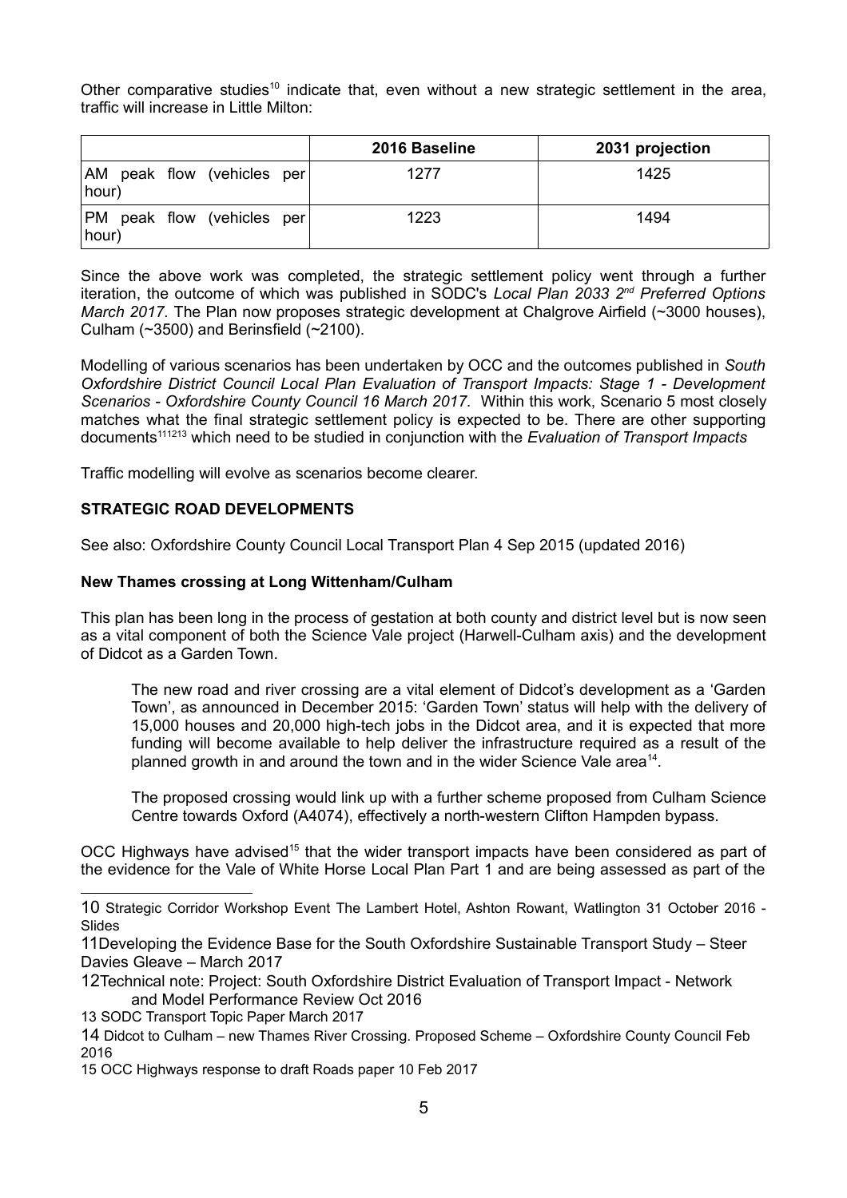Other comparative studies[10] indicate that, even without a new strategic settlement in the area, traffic will increase in Little Milton:

| | 2016 Baseline | 2031 projection |
|---|---|---|
| AM peak flow (vehicles per hour) | 1277 | 1425 |
| PM peak flow (vehicles per hour) | 1223 | 1494 |

Since the above work was completed, the strategic settlement policy went through a further iteration, the outcome of which was published in SODC's *Local Plan 2033 2nd Preferred Options March 2017*. The Plan now proposes strategic development at Chalgrove Airfield (~3000 houses), Culham (~3500) and Berinsfield (~2100).

Modelling of various scenarios has been undertaken by OCC and the outcomes published in *South Oxfordshire District Council Local Plan Evaluation of Transport Impacts: Stage 1 - Development Scenarios - Oxfordshire County Council 16 March 2017*. Within this work, Scenario 5 most closely matches what the final strategic settlement policy is expected to be. There are other supporting documents[11][12][13] which need to be studied in conjunction with the *Evaluation of Transport Impacts*

Traffic modelling will evolve as scenarios become clearer.

**STRATEGIC ROAD DEVELOPMENTS**

See also: Oxfordshire County Council Local Transport Plan 4 Sep 2015 (updated 2016)

**New Thames crossing at Long Wittenham/Culham**

This plan has been long in the process of gestation at both county and district level but is now seen as a vital component of both the Science Vale project (Harwell-Culham axis) and the development of Didcot as a Garden Town.

> The new road and river crossing are a vital element of Didcot's development as a 'Garden Town', as announced in December 2015: 'Garden Town' status will help with the delivery of 15,000 houses and 20,000 high-tech jobs in the Didcot area, and it is expected that more funding will become available to help deliver the infrastructure required as a result of the planned growth in and around the town and in the wider Science Vale area[14].
>
> The proposed crossing would link up with a further scheme proposed from Culham Science Centre towards Oxford (A4074), effectively a north-western Clifton Hampden bypass.

OCC Highways have advised[15] that the wider transport impacts have been considered as part of the evidence for the Vale of White Horse Local Plan Part 1 and are being assessed as part of the

---

10 Strategic Corridor Workshop Event The Lambert Hotel, Ashton Rowant, Watlington 31 October 2016 - Slides

11 Developing the Evidence Base for the South Oxfordshire Sustainable Transport Study – Steer Davies Gleave – March 2017

12 Technical note: Project: South Oxfordshire District Evaluation of Transport Impact - Network and Model Performance Review Oct 2016

13 SODC Transport Topic Paper March 2017

14 Didcot to Culham – new Thames River Crossing. Proposed Scheme – Oxfordshire County Council Feb 2016

15 OCC Highways response to draft Roads paper 10 Feb 2017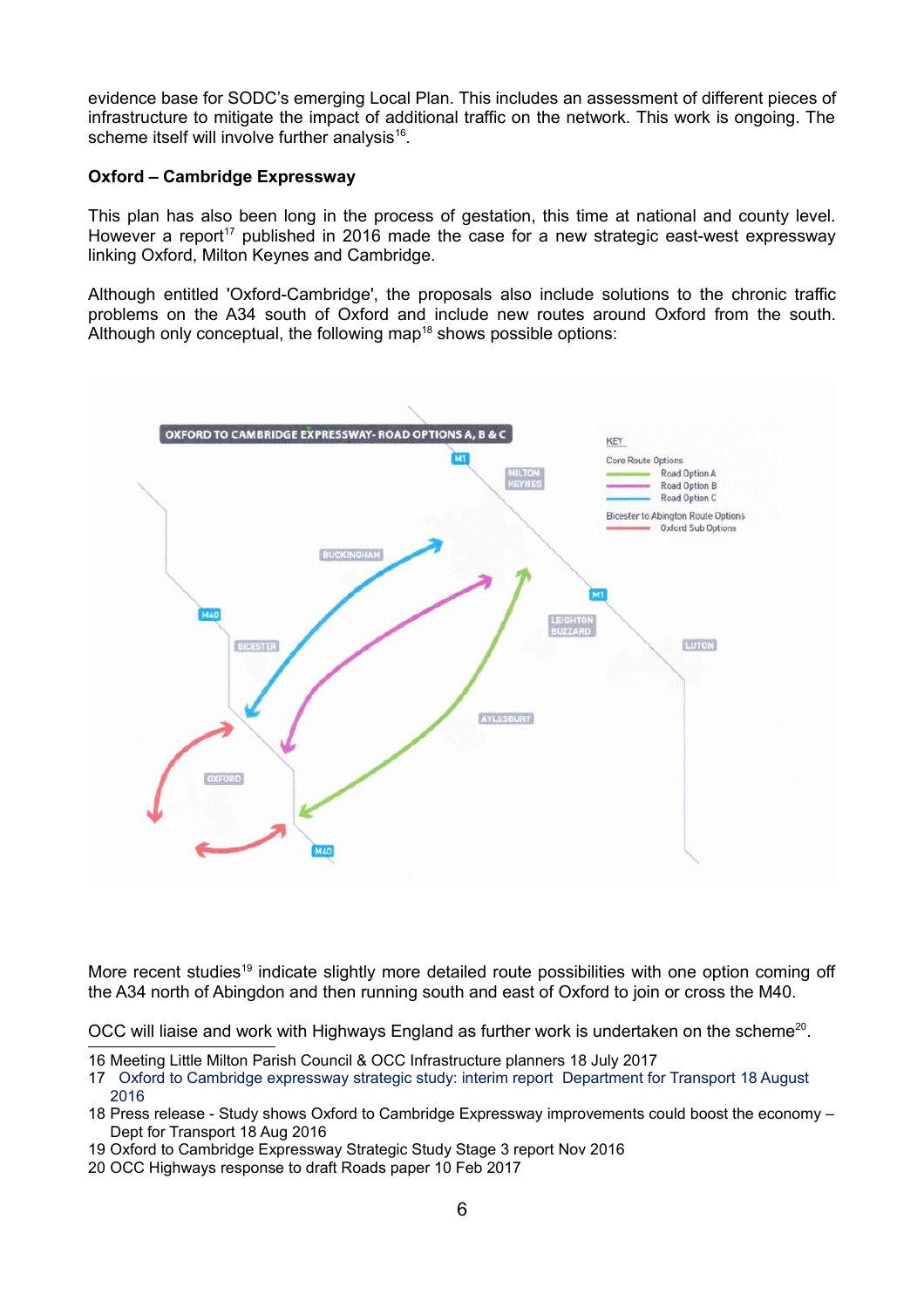evidence base for SODC's emerging Local Plan. This includes an assessment of different pieces of infrastructure to mitigate the impact of additional traffic on the network. This work is ongoing. The scheme itself will involve further analysis[16].

**Oxford – Cambridge Expressway**

This plan has also been long in the process of gestation, this time at national and county level. However a report[17] published in 2016 made the case for a new strategic east-west expressway linking Oxford, Milton Keynes and Cambridge.

Although entitled 'Oxford-Cambridge', the proposals also include solutions to the chronic traffic problems on the A34 south of Oxford and include new routes around Oxford from the south. Although only conceptual, the following map[18] shows possible options:

More recent studies[19] indicate slightly more detailed route possibilities with one option coming off the A34 north of Abingdon and then running south and east of Oxford to join or cross the M40.

OCC will liaise and work with Highways England as further work is undertaken on the scheme[20].

16 Meeting Little Milton Parish Council & OCC Infrastructure planners 18 July 2017

17 Oxford to Cambridge expressway strategic study: interim report Department for Transport 18 August 2016

18 Press release - Study shows Oxford to Cambridge Expressway improvements could boost the economy – Dept for Transport 18 Aug 2016

19 Oxford to Cambridge Expressway Strategic Study Stage 3 report Nov 2016

20 OCC Highways response to draft Roads paper 10 Feb 2017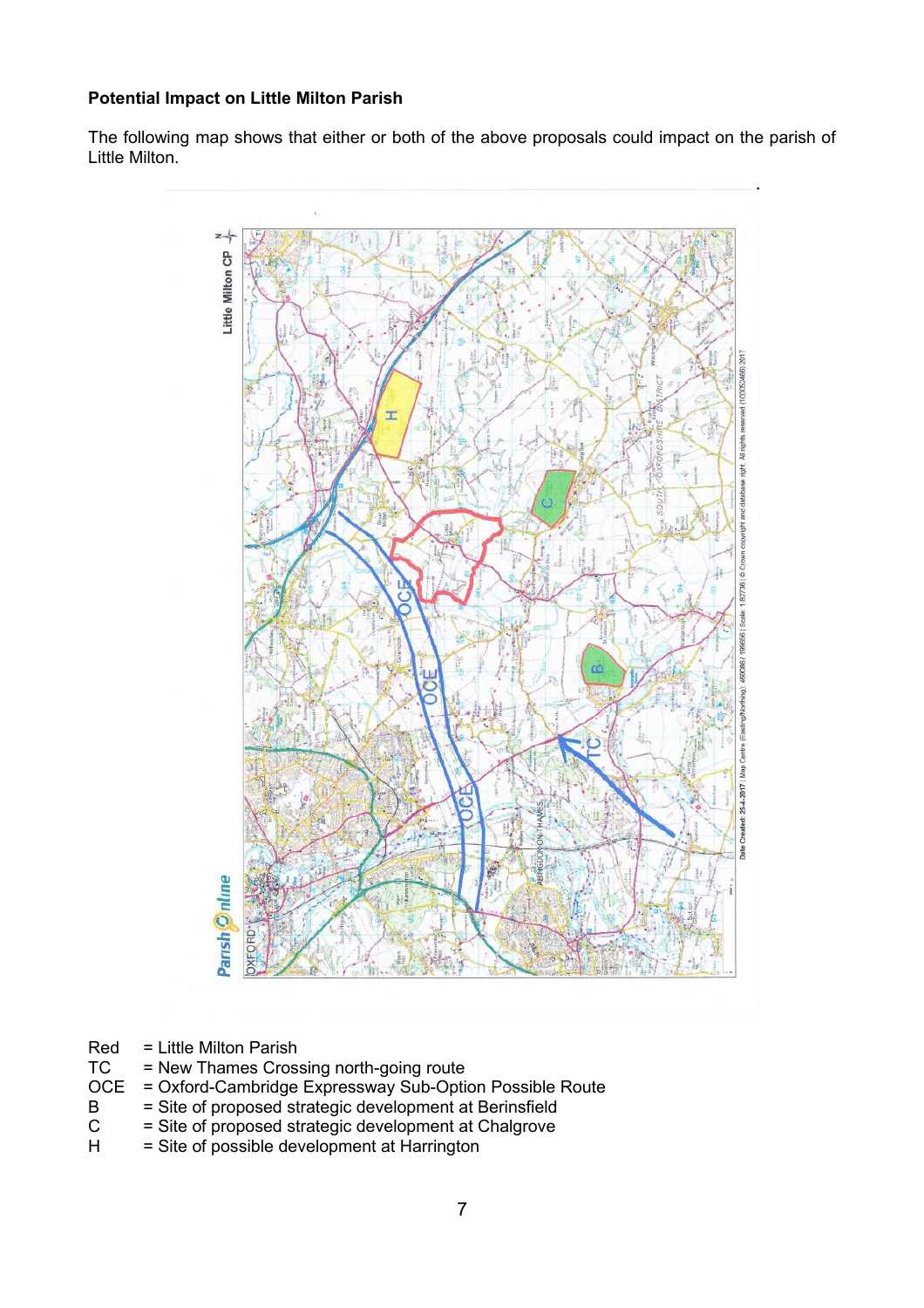**Potential Impact on Little Milton Parish**

The following map shows that either or both of the above proposals could impact on the parish of Little Milton.

Red = Little Milton Parish
TC = New Thames Crossing north-going route
OCE = Oxford-Cambridge Expressway Sub-Option Possible Route
B = Site of proposed strategic development at Berinsfield
C = Site of proposed strategic development at Chalgrove
H = Site of possible development at Harrington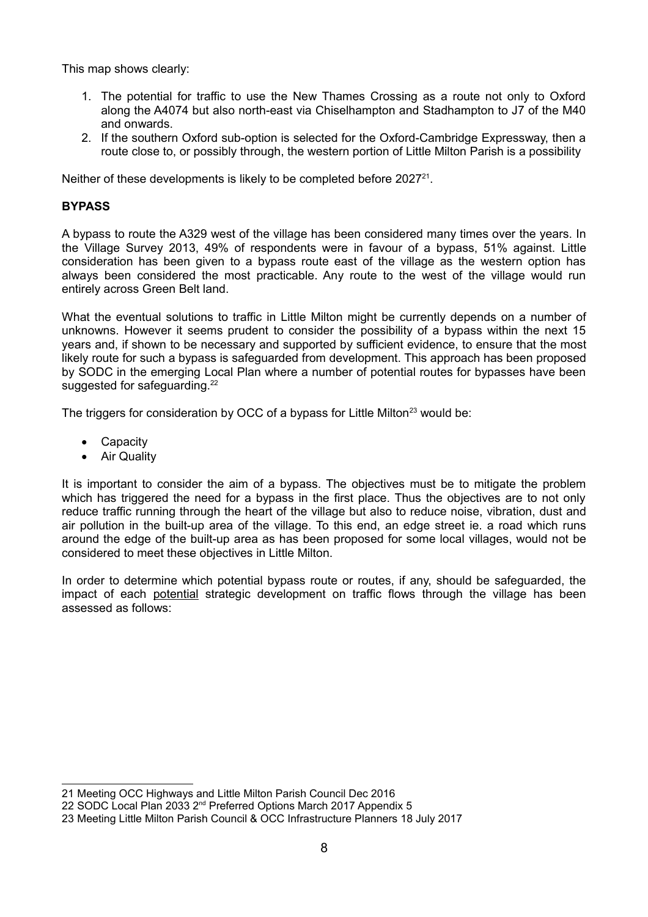This map shows clearly:

1. The potential for traffic to use the New Thames Crossing as a route not only to Oxford along the A4074 but also north-east via Chiselhampton and Stadhampton to J7 of the M40 and onwards.
2. If the southern Oxford sub-option is selected for the Oxford-Cambridge Expressway, then a route close to, or possibly through, the western portion of Little Milton Parish is a possibility

Neither of these developments is likely to be completed before 2027[21].

**BYPASS**

A bypass to route the A329 west of the village has been considered many times over the years. In the Village Survey 2013, 49% of respondents were in favour of a bypass, 51% against. Little consideration has been given to a bypass route east of the village as the western option has always been considered the most practicable. Any route to the west of the village would run entirely across Green Belt land.

What the eventual solutions to traffic in Little Milton might be currently depends on a number of unknowns. However it seems prudent to consider the possibility of a bypass within the next 15 years and, if shown to be necessary and supported by sufficient evidence, to ensure that the most likely route for such a bypass is safeguarded from development. This approach has been proposed by SODC in the emerging Local Plan where a number of potential routes for bypasses have been suggested for safeguarding.[22]

The triggers for consideration by OCC of a bypass for Little Milton[23] would be:

- Capacity
- Air Quality

It is important to consider the aim of a bypass. The objectives must be to mitigate the problem which has triggered the need for a bypass in the first place. Thus the objectives are to not only reduce traffic running through the heart of the village but also to reduce noise, vibration, dust and air pollution in the built-up area of the village. To this end, an edge street ie. a road which runs around the edge of the built-up area as has been proposed for some local villages, would not be considered to meet these objectives in Little Milton.

In order to determine which potential bypass route or routes, if any, should be safeguarded, the impact of each potential strategic development on traffic flows through the village has been assessed as follows:

---

21 Meeting OCC Highways and Little Milton Parish Council Dec 2016

22 SODC Local Plan 2033 2nd Preferred Options March 2017 Appendix 5

23 Meeting Little Milton Parish Council & OCC Infrastructure Planners 18 July 2017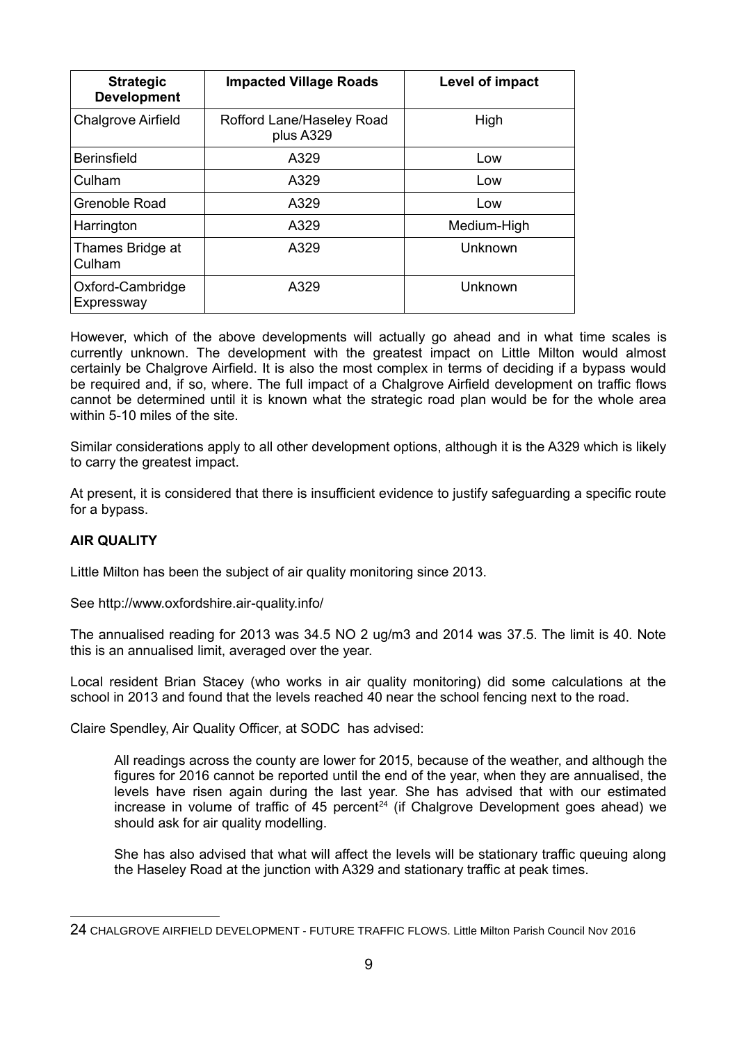| Strategic Development | Impacted Village Roads | Level of impact |
|---|---|---|
| Chalgrove Airfield | Rofford Lane/Haseley Road plus A329 | High |
| Berinsfield | A329 | Low |
| Culham | A329 | Low |
| Grenoble Road | A329 | Low |
| Harrington | A329 | Medium-High |
| Thames Bridge at Culham | A329 | Unknown |
| Oxford-Cambridge Expressway | A329 | Unknown |

However, which of the above developments will actually go ahead and in what time scales is currently unknown. The development with the greatest impact on Little Milton would almost certainly be Chalgrove Airfield. It is also the most complex in terms of deciding if a bypass would be required and, if so, where. The full impact of a Chalgrove Airfield development on traffic flows cannot be determined until it is known what the strategic road plan would be for the whole area within 5-10 miles of the site.

Similar considerations apply to all other development options, although it is the A329 which is likely to carry the greatest impact.

At present, it is considered that there is insufficient evidence to justify safeguarding a specific route for a bypass.

**AIR QUALITY**

Little Milton has been the subject of air quality monitoring since 2013.

See http://www.oxfordshire.air-quality.info/

The annualised reading for 2013 was 34.5 NO 2 ug/m3 and 2014 was 37.5. The limit is 40. Note this is an annualised limit, averaged over the year.

Local resident Brian Stacey (who works in air quality monitoring) did some calculations at the school in 2013 and found that the levels reached 40 near the school fencing next to the road.

Claire Spendley, Air Quality Officer, at SODC has advised:

> All readings across the county are lower for 2015, because of the weather, and although the figures for 2016 cannot be reported until the end of the year, when they are annualised, the levels have risen again during the last year. She has advised that with our estimated increase in volume of traffic of 45 percent[24] (if Chalgrove Development goes ahead) we should ask for air quality modelling.
>
> She has also advised that what will affect the levels will be stationary traffic queuing along the Haseley Road at the junction with A329 and stationary traffic at peak times.

---

24 CHALGROVE AIRFIELD DEVELOPMENT - FUTURE TRAFFIC FLOWS. Little Milton Parish Council Nov 2016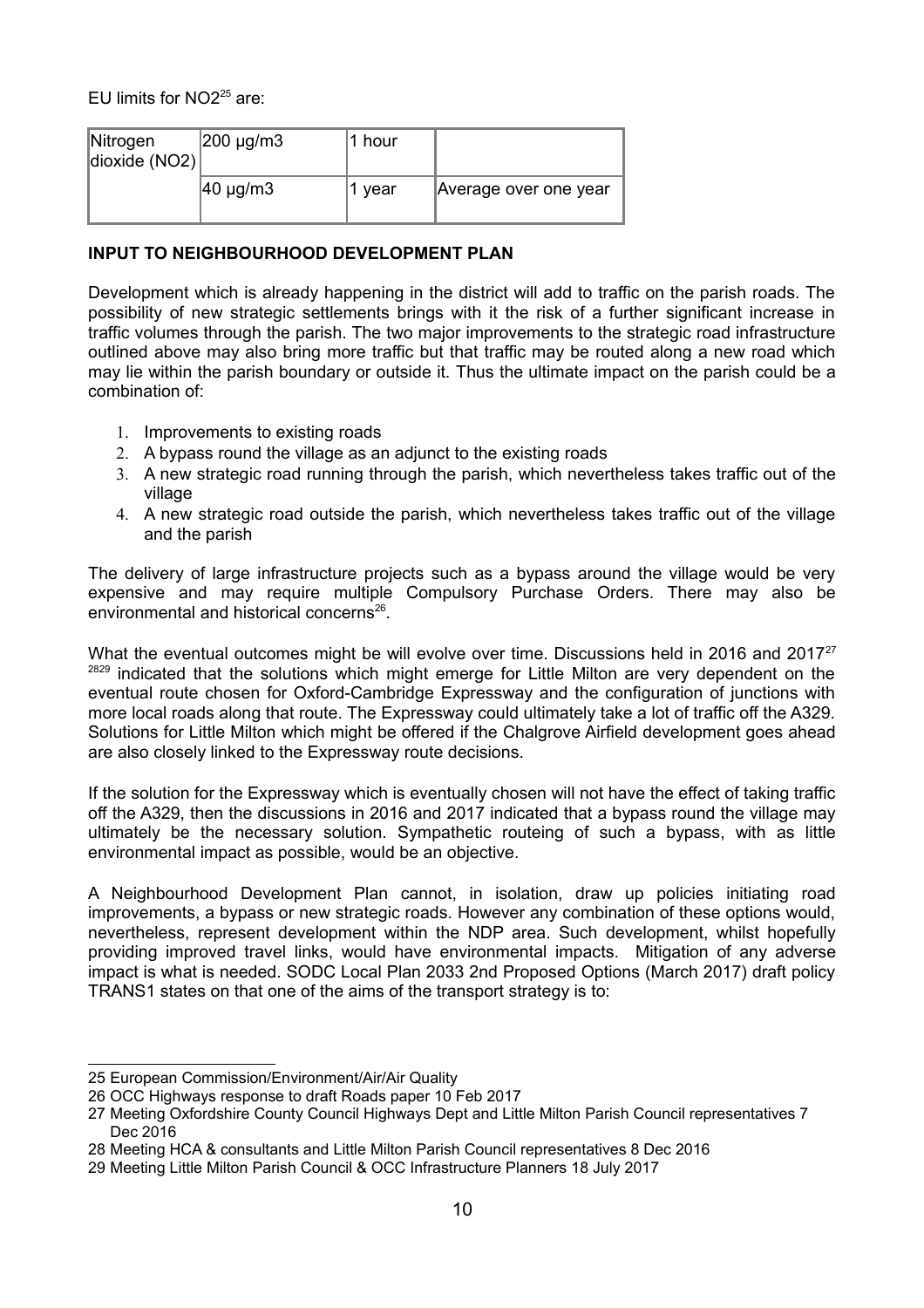EU limits for $NO_2$[25] are:

| Nitrogen dioxide ($NO_2$) | 200 μg/m3 | 1 hour | |
|---|---|---|---|
| | 40 μg/m3 | 1 year | Average over one year |

**INPUT TO NEIGHBOURHOOD DEVELOPMENT PLAN**

Development which is already happening in the district will add to traffic on the parish roads. The possibility of new strategic settlements brings with it the risk of a further significant increase in traffic volumes through the parish. The two major improvements to the strategic road infrastructure outlined above may also bring more traffic but that traffic may be routed along a new road which may lie within the parish boundary or outside it. Thus the ultimate impact on the parish could be a combination of:

1. Improvements to existing roads
2. A bypass round the village as an adjunct to the existing roads
3. A new strategic road running through the parish, which nevertheless takes traffic out of the village
4. A new strategic road outside the parish, which nevertheless takes traffic out of the village and the parish

The delivery of large infrastructure projects such as a bypass around the village would be very expensive and may require multiple Compulsory Purchase Orders. There may also be environmental and historical concerns[26].

What the eventual outcomes might be will evolve over time. Discussions held in 2016 and 2017[27][28][29] indicated that the solutions which might emerge for Little Milton are very dependent on the eventual route chosen for Oxford-Cambridge Expressway and the configuration of junctions with more local roads along that route. The Expressway could ultimately take a lot of traffic off the A329. Solutions for Little Milton which might be offered if the Chalgrove Airfield development goes ahead are also closely linked to the Expressway route decisions.

If the solution for the Expressway which is eventually chosen will not have the effect of taking traffic off the A329, then the discussions in 2016 and 2017 indicated that a bypass round the village may ultimately be the necessary solution. Sympathetic routeing of such a bypass, with as little environmental impact as possible, would be an objective.

A Neighbourhood Development Plan cannot, in isolation, draw up policies initiating road improvements, a bypass or new strategic roads. However any combination of these options would, nevertheless, represent development within the NDP area. Such development, whilst hopefully providing improved travel links, would have environmental impacts. Mitigation of any adverse impact is what is needed. SODC Local Plan 2033 2nd Proposed Options (March 2017) draft policy TRANS1 states on that one of the aims of the transport strategy is to:

---

25 European Commission/Environment/Air/Air Quality

26 OCC Highways response to draft Roads paper 10 Feb 2017

27 Meeting Oxfordshire County Council Highways Dept and Little Milton Parish Council representatives 7 Dec 2016

28 Meeting HCA & consultants and Little Milton Parish Council representatives 8 Dec 2016

29 Meeting Little Milton Parish Council & OCC Infrastructure Planners 18 July 2017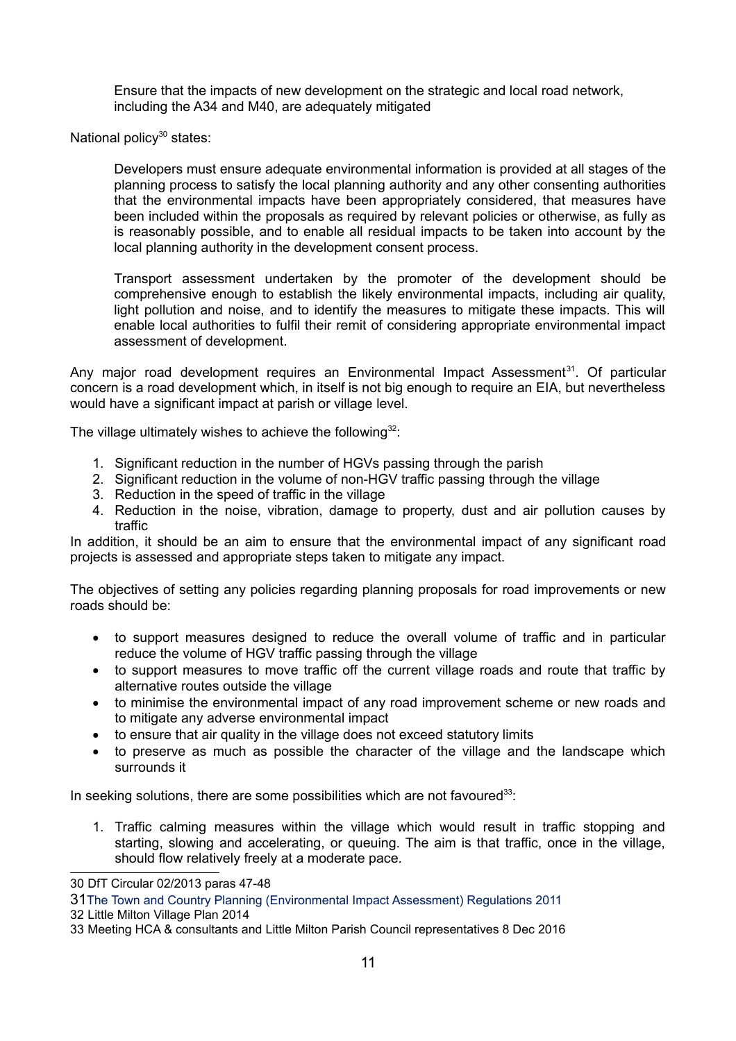Ensure that the impacts of new development on the strategic and local road network, including the A34 and M40, are adequately mitigated

National policy[30] states:

> Developers must ensure adequate environmental information is provided at all stages of the planning process to satisfy the local planning authority and any other consenting authorities that the environmental impacts have been appropriately considered, that measures have been included within the proposals as required by relevant policies or otherwise, as fully as is reasonably possible, and to enable all residual impacts to be taken into account by the local planning authority in the development consent process.
>
> Transport assessment undertaken by the promoter of the development should be comprehensive enough to establish the likely environmental impacts, including air quality, light pollution and noise, and to identify the measures to mitigate these impacts. This will enable local authorities to fulfil their remit of considering appropriate environmental impact assessment of development.

Any major road development requires an Environmental Impact Assessment[31]. Of particular concern is a road development which, in itself is not big enough to require an EIA, but nevertheless would have a significant impact at parish or village level.

The village ultimately wishes to achieve the following[32]:

1. Significant reduction in the number of HGVs passing through the parish
2. Significant reduction in the volume of non-HGV traffic passing through the village
3. Reduction in the speed of traffic in the village
4. Reduction in the noise, vibration, damage to property, dust and air pollution causes by traffic

In addition, it should be an aim to ensure that the environmental impact of any significant road projects is assessed and appropriate steps taken to mitigate any impact.

The objectives of setting any policies regarding planning proposals for road improvements or new roads should be:

- to support measures designed to reduce the overall volume of traffic and in particular reduce the volume of HGV traffic passing through the village
- to support measures to move traffic off the current village roads and route that traffic by alternative routes outside the village
- to minimise the environmental impact of any road improvement scheme or new roads and to mitigate any adverse environmental impact
- to ensure that air quality in the village does not exceed statutory limits
- to preserve as much as possible the character of the village and the landscape which surrounds it

In seeking solutions, there are some possibilities which are not favoured[33]:

1. Traffic calming measures within the village which would result in traffic stopping and starting, slowing and accelerating, or queuing. The aim is that traffic, once in the village, should flow relatively freely at a moderate pace.

---

30 DfT Circular 02/2013 paras 47-48

31 The Town and Country Planning (Environmental Impact Assessment) Regulations 2011

32 Little Milton Village Plan 2014

33 Meeting HCA & consultants and Little Milton Parish Council representatives 8 Dec 2016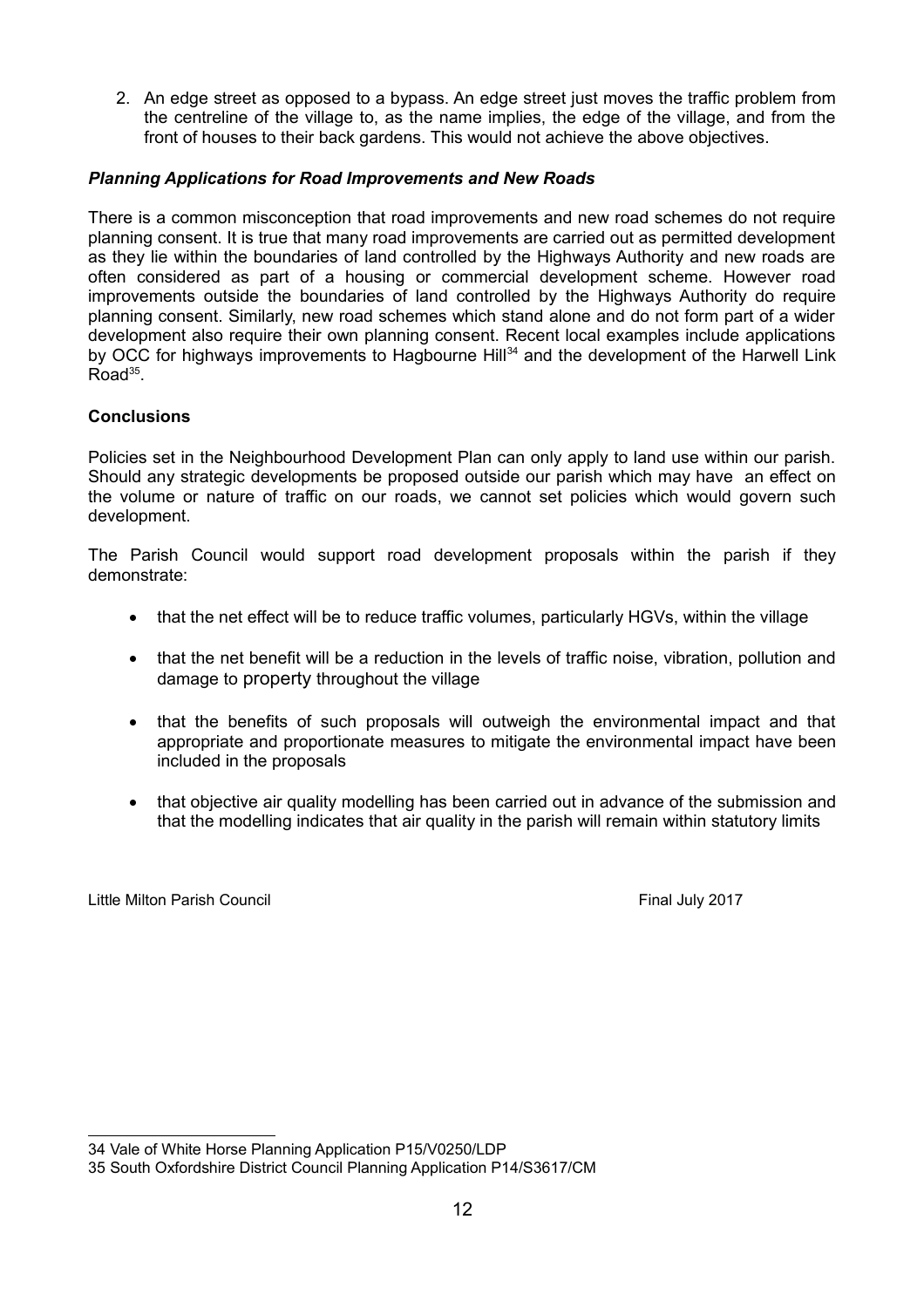2. An edge street as opposed to a bypass. An edge street just moves the traffic problem from the centreline of the village to, as the name implies, the edge of the village, and from the front of houses to their back gardens. This would not achieve the above objectives.

### *Planning Applications for Road Improvements and New Roads*

There is a common misconception that road improvements and new road schemes do not require planning consent. It is true that many road improvements are carried out as permitted development as they lie within the boundaries of land controlled by the Highways Authority and new roads are often considered as part of a housing or commercial development scheme. However road improvements outside the boundaries of land controlled by the Highways Authority do require planning consent. Similarly, new road schemes which stand alone and do not form part of a wider development also require their own planning consent. Recent local examples include applications by OCC for highways improvements to Hagbourne Hill[34] and the development of the Harwell Link Road[35].

### **Conclusions**

Policies set in the Neighbourhood Development Plan can only apply to land use within our parish. Should any strategic developments be proposed outside our parish which may have an effect on the volume or nature of traffic on our roads, we cannot set policies which would govern such development.

The Parish Council would support road development proposals within the parish if they demonstrate:

- that the net effect will be to reduce traffic volumes, particularly HGVs, within the village
- that the net benefit will be a reduction in the levels of traffic noise, vibration, pollution and damage to property throughout the village
- that the benefits of such proposals will outweigh the environmental impact and that appropriate and proportionate measures to mitigate the environmental impact have been included in the proposals
- that objective air quality modelling has been carried out in advance of the submission and that the modelling indicates that air quality in the parish will remain within statutory limits

Little Milton Parish Council Final July 2017

---

34 Vale of White Horse Planning Application P15/V0250/LDP

35 South Oxfordshire District Council Planning Application P14/S3617/CM